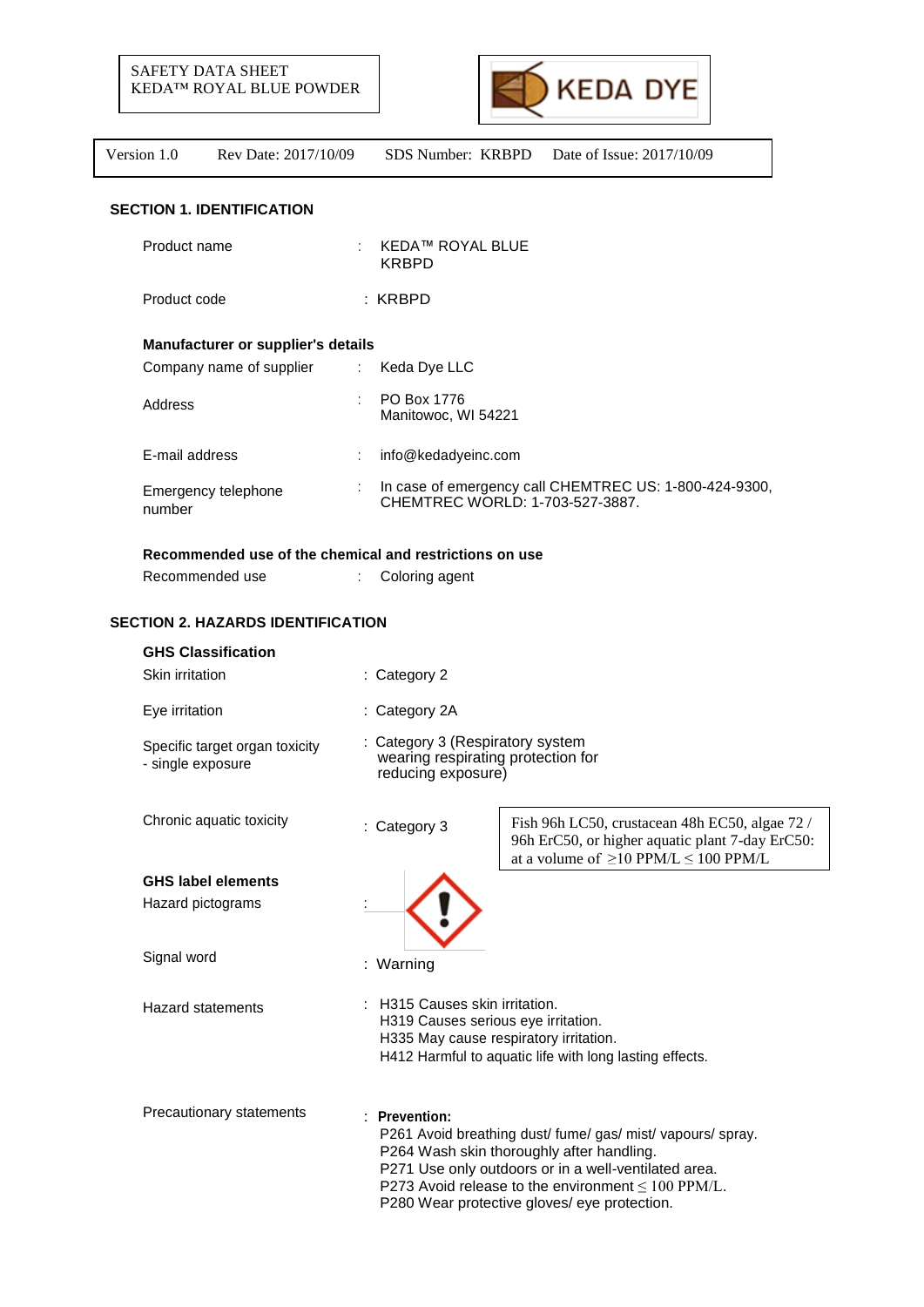SAFETY DATA SHEET
KEDA™ ROYAL BLUE POWDER

KEDA DYE

| Version 1.0 | Rev Date: 2017/10/09 | SDS Number: KRBPD | Date of Issue: 2017/10/09 |
|---|---|---|---|

## SECTION 1. IDENTIFICATION

| | | |
|---|---|---|
| Product name | : | KEDA™ ROYAL BLUE KRBPD |
| Product code | : | KRBPD |

**Manufacturer or supplier's details**

| | | |
|---|---|---|
| Company name of supplier | : | Keda Dye LLC |
| Address | : | PO Box 1776<br>Manitowoc, WI 54221 |
| E-mail address | : | info@kedadyeinc.com |
| Emergency telephone number | : | In case of emergency call CHEMTREC US: 1-800-424-9300, CHEMTREC WORLD: 1-703-527-3887. |

**Recommended use of the chemical and restrictions on use**

| | | |
|---|---|---|
| Recommended use | : | Coloring agent |

## SECTION 2. HAZARDS IDENTIFICATION

**GHS Classification**

| | | |
|---|---|---|
| Skin irritation | : | Category 2 |
| Eye irritation | : | Category 2A |
| Specific target organ toxicity - single exposure | : | Category 3 (Respiratory system wearing respirating protection for reducing exposure) |
| Chronic aquatic toxicity | : | Category 3 — Fish 96h LC50, crustacean 48h EC50, algae 72 / 96h ErC50, or higher aquatic plant 7-day ErC50: at a volume of ≥10 PPM/L ≤ 100 PPM/L |

**GHS label elements**

Hazard pictograms :

Signal word : Warning

Hazard statements :

H315 Causes skin irritation.
H319 Causes serious eye irritation.
H335 May cause respiratory irritation.
H412 Harmful to aquatic life with long lasting effects.

Precautionary statements :

**Prevention:**
P261 Avoid breathing dust/ fume/ gas/ mist/ vapours/ spray.
P264 Wash skin thoroughly after handling.
P271 Use only outdoors or in a well-ventilated area.
P273 Avoid release to the environment ≤ 100 PPM/L.
P280 Wear protective gloves/ eye protection.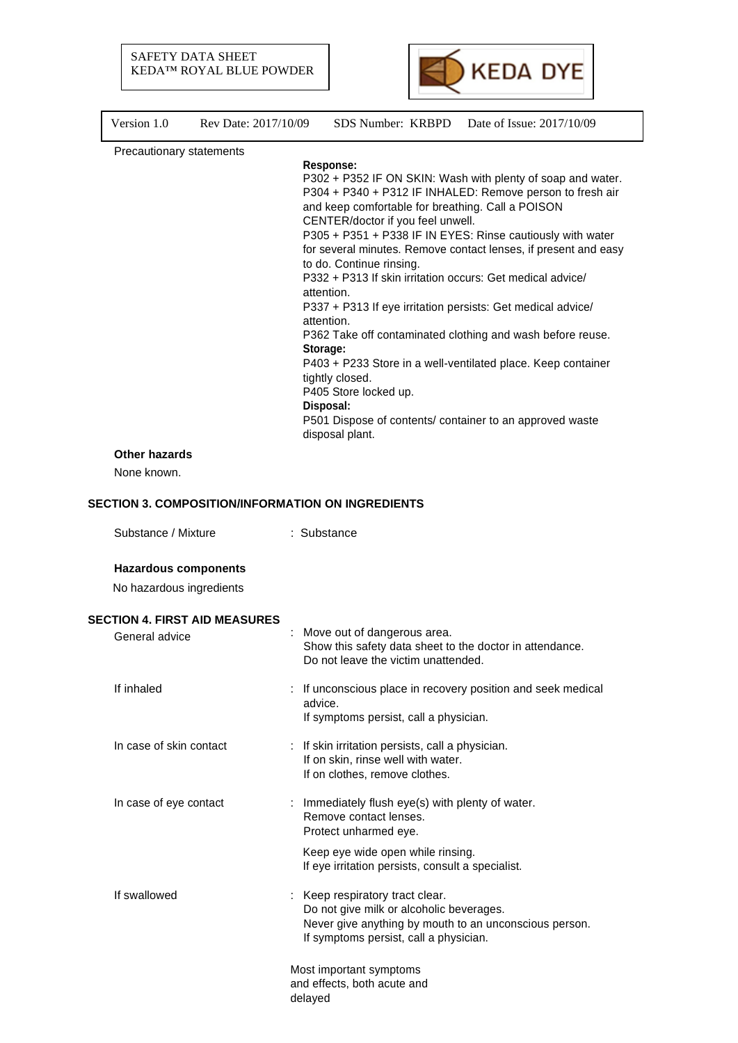Precautionary statements

**Response:**

P302 + P352 IF ON SKIN: Wash with plenty of soap and water.
P304 + P340 + P312 IF INHALED: Remove person to fresh air and keep comfortable for breathing. Call a POISON CENTER/doctor if you feel unwell.
P305 + P351 + P338 IF IN EYES: Rinse cautiously with water for several minutes. Remove contact lenses, if present and easy to do. Continue rinsing.
P332 + P313 If skin irritation occurs: Get medical advice/ attention.
P337 + P313 If eye irritation persists: Get medical advice/ attention.
P362 Take off contaminated clothing and wash before reuse.

**Storage:**

P403 + P233 Store in a well-ventilated place. Keep container tightly closed.
P405 Store locked up.

**Disposal:**

P501 Dispose of contents/ container to an approved waste disposal plant.

**Other hazards**

None known.

## SECTION 3. COMPOSITION/INFORMATION ON INGREDIENTS

Substance / Mixture : Substance

**Hazardous components**

No hazardous ingredients

## SECTION 4. FIRST AID MEASURES

General advice : Move out of dangerous area.
Show this safety data sheet to the doctor in attendance.
Do not leave the victim unattended.

If inhaled : If unconscious place in recovery position and seek medical advice.
If symptoms persist, call a physician.

In case of skin contact : If skin irritation persists, call a physician.
If on skin, rinse well with water.
If on clothes, remove clothes.

In case of eye contact : Immediately flush eye(s) with plenty of water.
Remove contact lenses.
Protect unharmed eye.

Keep eye wide open while rinsing.
If eye irritation persists, consult a specialist.

If swallowed : Keep respiratory tract clear.
Do not give milk or alcoholic beverages.
Never give anything by mouth to an unconscious person.
If symptoms persist, call a physician.

Most important symptoms and effects, both acute and delayed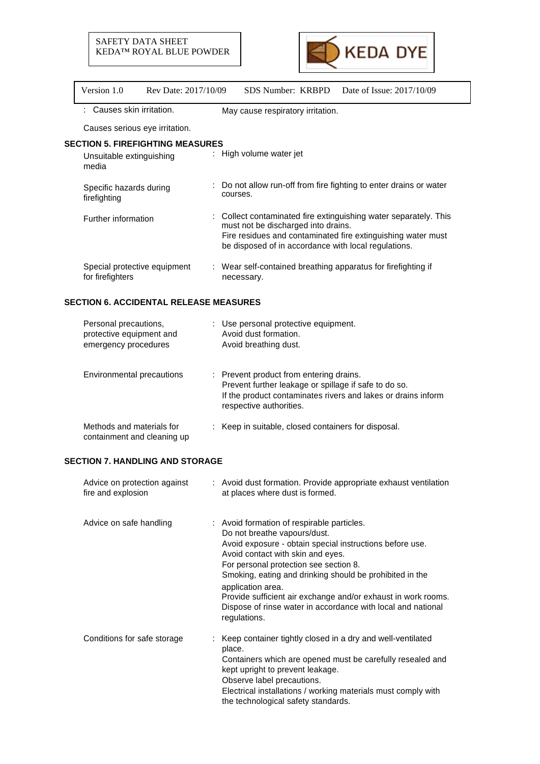: Causes skin irritation. May cause respiratory irritation.

Causes serious eye irritation.

## SECTION 5. FIREFIGHTING MEASURES

| | |
|---|---|
| Unsuitable extinguishing media | : High volume water jet |
| Specific hazards during firefighting | : Do not allow run-off from fire fighting to enter drains or water courses. |
| Further information | : Collect contaminated fire extinguishing water separately. This must not be discharged into drains. Fire residues and contaminated fire extinguishing water must be disposed of in accordance with local regulations. |
| Special protective equipment for firefighters | : Wear self-contained breathing apparatus for firefighting if necessary. |

## SECTION 6. ACCIDENTAL RELEASE MEASURES

| | |
|---|---|
| Personal precautions, protective equipment and emergency procedures | : Use personal protective equipment. Avoid dust formation. Avoid breathing dust. |
| Environmental precautions | : Prevent product from entering drains. Prevent further leakage or spillage if safe to do so. If the product contaminates rivers and lakes or drains inform respective authorities. |
| Methods and materials for containment and cleaning up | : Keep in suitable, closed containers for disposal. |

## SECTION 7. HANDLING AND STORAGE

| | |
|---|---|
| Advice on protection against fire and explosion | : Avoid dust formation. Provide appropriate exhaust ventilation at places where dust is formed. |
| Advice on safe handling | : Avoid formation of respirable particles. Do not breathe vapours/dust. Avoid exposure - obtain special instructions before use. Avoid contact with skin and eyes. For personal protection see section 8. Smoking, eating and drinking should be prohibited in the application area. Provide sufficient air exchange and/or exhaust in work rooms. Dispose of rinse water in accordance with local and national regulations. |
| Conditions for safe storage | : Keep container tightly closed in a dry and well-ventilated place. Containers which are opened must be carefully resealed and kept upright to prevent leakage. Observe label precautions. Electrical installations / working materials must comply with the technological safety standards. |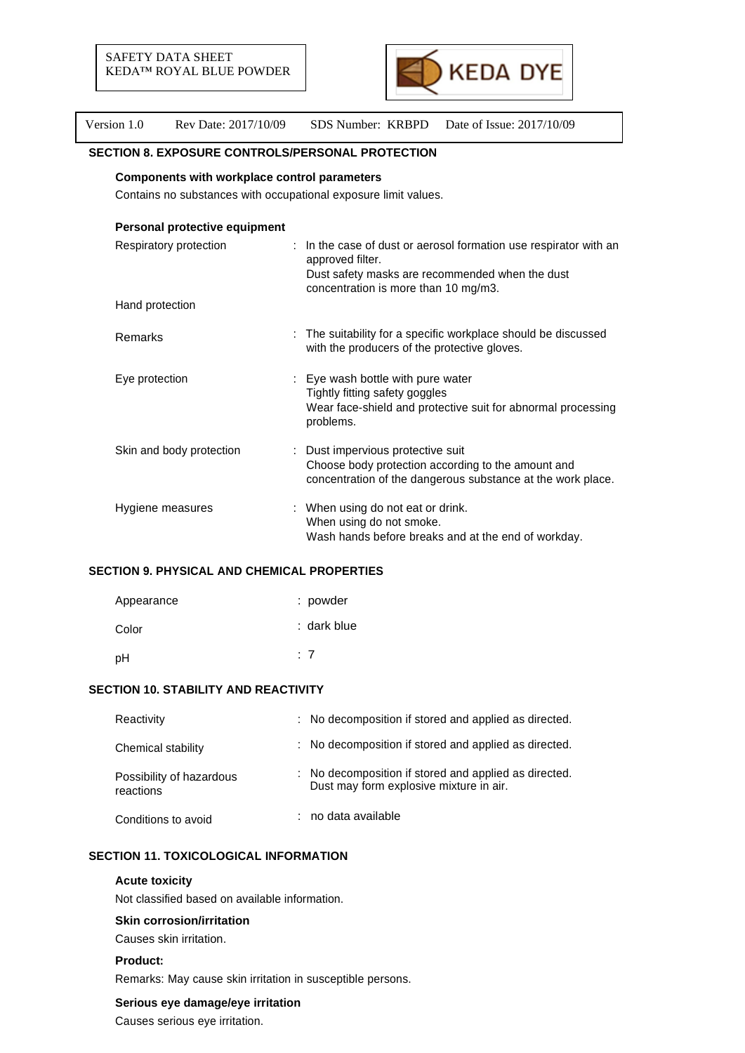## SECTION 8. EXPOSURE CONTROLS/PERSONAL PROTECTION

### Components with workplace control parameters

Contains no substances with occupational exposure limit values.

### Personal protective equipment

| | |
|---|---|
| Respiratory protection | : In the case of dust or aerosol formation use respirator with an approved filter. Dust safety masks are recommended when the dust concentration is more than 10 mg/m3. |
| Hand protection | |
| Remarks | : The suitability for a specific workplace should be discussed with the producers of the protective gloves. |
| Eye protection | : Eye wash bottle with pure water<br>Tightly fitting safety goggles<br>Wear face-shield and protective suit for abnormal processing problems. |
| Skin and body protection | : Dust impervious protective suit<br>Choose body protection according to the amount and concentration of the dangerous substance at the work place. |
| Hygiene measures | : When using do not eat or drink.<br>When using do not smoke.<br>Wash hands before breaks and at the end of workday. |

## SECTION 9. PHYSICAL AND CHEMICAL PROPERTIES

| | |
|---|---|
| Appearance | : powder |
| Color | : dark blue |
| pH | : 7 |

## SECTION 10. STABILITY AND REACTIVITY

| | |
|---|---|
| Reactivity | : No decomposition if stored and applied as directed. |
| Chemical stability | : No decomposition if stored and applied as directed. |
| Possibility of hazardous reactions | : No decomposition if stored and applied as directed.<br>Dust may form explosive mixture in air. |
| Conditions to avoid | : no data available |

## SECTION 11. TOXICOLOGICAL INFORMATION

### Acute toxicity

Not classified based on available information.

### Skin corrosion/irritation

Causes skin irritation.

### Product:

Remarks: May cause skin irritation in susceptible persons.

### Serious eye damage/eye irritation

Causes serious eye irritation.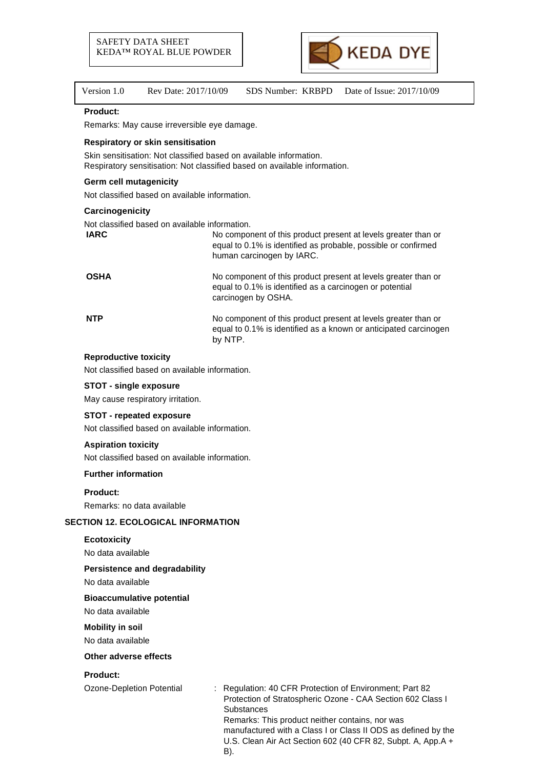**Product:**

Remarks: May cause irreversible eye damage.

**Respiratory or skin sensitisation**

Skin sensitisation: Not classified based on available information.
Respiratory sensitisation: Not classified based on available information.

**Germ cell mutagenicity**

Not classified based on available information.

**Carcinogenicity**

Not classified based on available information.

| | |
|---|---|
| **IARC** | No component of this product present at levels greater than or equal to 0.1% is identified as probable, possible or confirmed human carcinogen by IARC. |
| **OSHA** | No component of this product present at levels greater than or equal to 0.1% is identified as a carcinogen or potential carcinogen by OSHA. |
| **NTP** | No component of this product present at levels greater than or equal to 0.1% is identified as a known or anticipated carcinogen by NTP. |

**Reproductive toxicity**

Not classified based on available information.

**STOT - single exposure**

May cause respiratory irritation.

**STOT - repeated exposure**

Not classified based on available information.

**Aspiration toxicity**

Not classified based on available information.

**Further information**

**Product:**

Remarks: no data available

## SECTION 12. ECOLOGICAL INFORMATION

**Ecotoxicity**

No data available

**Persistence and degradability**

No data available

**Bioaccumulative potential**

No data available

**Mobility in soil**

No data available

**Other adverse effects**

**Product:**

Ozone-Depletion Potential : Regulation: 40 CFR Protection of Environment; Part 82 Protection of Stratospheric Ozone - CAA Section 602 Class I Substances
Remarks: This product neither contains, nor was manufactured with a Class I or Class II ODS as defined by the U.S. Clean Air Act Section 602 (40 CFR 82, Subpt. A, App.A + B).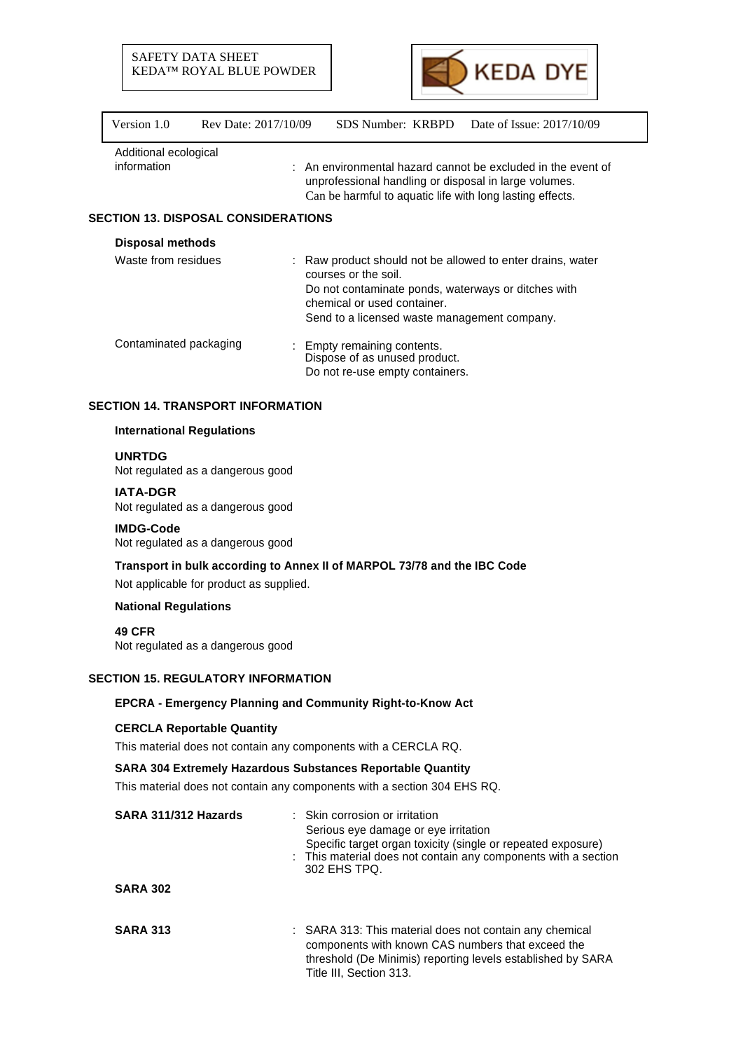Additional ecological information : An environmental hazard cannot be excluded in the event of unprofessional handling or disposal in large volumes.
Can be harmful to aquatic life with long lasting effects.

## SECTION 13. DISPOSAL CONSIDERATIONS

**Disposal methods**

Waste from residues : Raw product should not be allowed to enter drains, water courses or the soil.
Do not contaminate ponds, waterways or ditches with chemical or used container.
Send to a licensed waste management company.

Contaminated packaging : Empty remaining contents.
Dispose of as unused product.
Do not re-use empty containers.

## SECTION 14. TRANSPORT INFORMATION

**International Regulations**

**UNRTDG**
Not regulated as a dangerous good

**IATA-DGR**
Not regulated as a dangerous good

**IMDG-Code**
Not regulated as a dangerous good

**Transport in bulk according to Annex II of MARPOL 73/78 and the IBC Code**

Not applicable for product as supplied.

**National Regulations**

**49 CFR**
Not regulated as a dangerous good

## SECTION 15. REGULATORY INFORMATION

**EPCRA - Emergency Planning and Community Right-to-Know Act**

**CERCLA Reportable Quantity**

This material does not contain any components with a CERCLA RQ.

**SARA 304 Extremely Hazardous Substances Reportable Quantity**

This material does not contain any components with a section 304 EHS RQ.

**SARA 311/312 Hazards** : Skin corrosion or irritation
Serious eye damage or eye irritation
Specific target organ toxicity (single or repeated exposure)

**SARA 302** : This material does not contain any components with a section 302 EHS TPQ.

**SARA 313** : SARA 313: This material does not contain any chemical components with known CAS numbers that exceed the threshold (De Minimis) reporting levels established by SARA Title III, Section 313.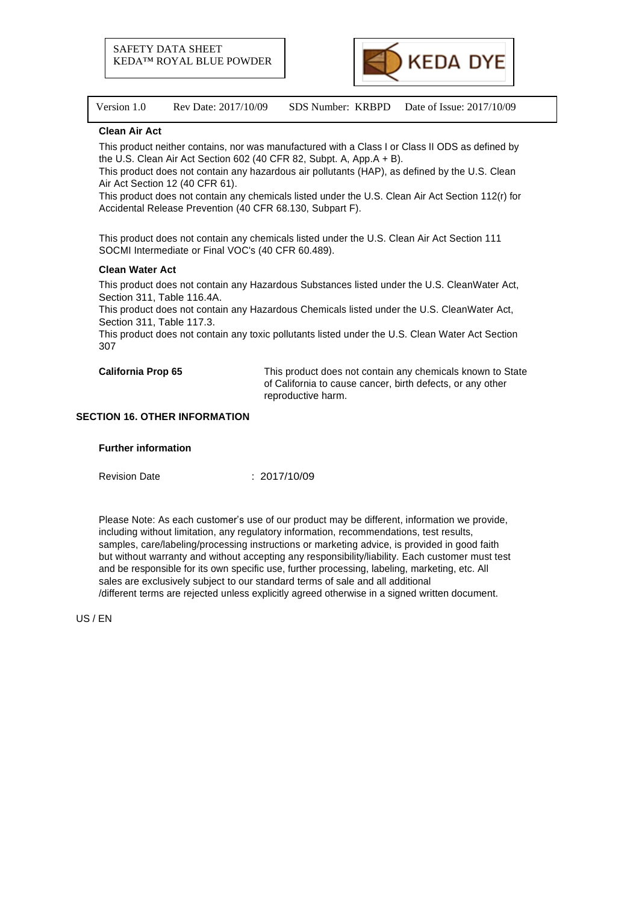### Clean Air Act

This product neither contains, nor was manufactured with a Class I or Class II ODS as defined by the U.S. Clean Air Act Section 602 (40 CFR 82, Subpt. A, App.A + B).
This product does not contain any hazardous air pollutants (HAP), as defined by the U.S. Clean Air Act Section 12 (40 CFR 61).
This product does not contain any chemicals listed under the U.S. Clean Air Act Section 112(r) for Accidental Release Prevention (40 CFR 68.130, Subpart F).

This product does not contain any chemicals listed under the U.S. Clean Air Act Section 111 SOCMI Intermediate or Final VOC's (40 CFR 60.489).

### Clean Water Act

This product does not contain any Hazardous Substances listed under the U.S. CleanWater Act, Section 311, Table 116.4A.
This product does not contain any Hazardous Chemicals listed under the U.S. CleanWater Act, Section 311, Table 117.3.
This product does not contain any toxic pollutants listed under the U.S. Clean Water Act Section 307

**California Prop 65** This product does not contain any chemicals known to State of California to cause cancer, birth defects, or any other reproductive harm.

## SECTION 16. OTHER INFORMATION

### Further information

Revision Date : 2017/10/09

Please Note: As each customer's use of our product may be different, information we provide, including without limitation, any regulatory information, recommendations, test results, samples, care/labeling/processing instructions or marketing advice, is provided in good faith but without warranty and without accepting any responsibility/liability. Each customer must test and be responsible for its own specific use, further processing, labeling, marketing, etc. All sales are exclusively subject to our standard terms of sale and all additional /different terms are rejected unless explicitly agreed otherwise in a signed written document.

US / EN